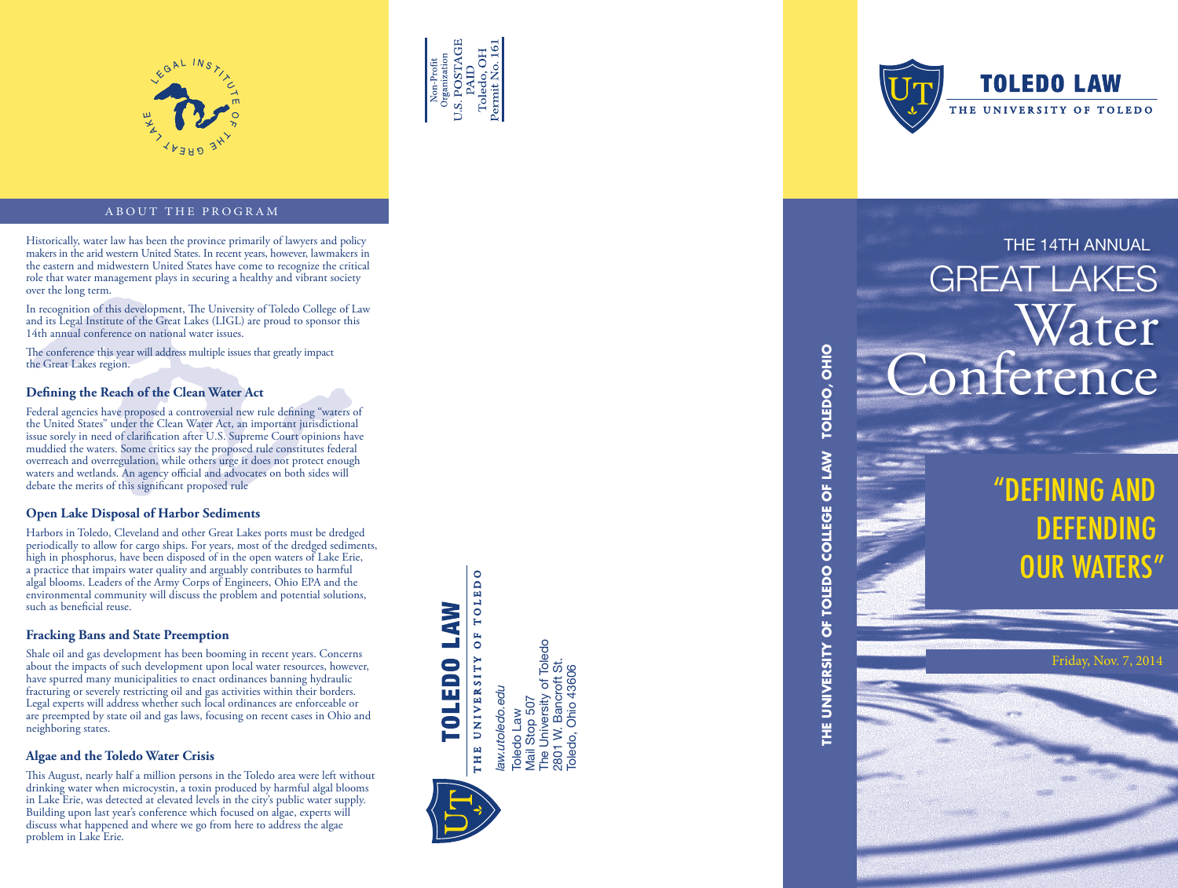LEGAL INSTITUTE OF THE GREAT LAKES

## ABOUT THE PROGRAM

Historically, water law has been the province primarily of lawyers and policy makers in the arid western United States. In recent years, however, lawmakers in the eastern and midwestern United States have come to recognize the critical role that water management plays in securing a healthy and vibrant society over the long term.

In recognition of this development, The University of Toledo College of Law and its Legal Institute of the Great Lakes (LIGL) are proud to sponsor this 14th annual conference on national water issues.

The conference this year will address multiple issues that greatly impact the Great Lakes region.

### Defining the Reach of the Clean Water Act

Federal agencies have proposed a controversial new rule defining "waters of the United States" under the Clean Water Act, an important jurisdictional issue sorely in need of clarification after U.S. Supreme Court opinions have muddied the waters. Some critics say the proposed rule constitutes federal overreach and overregulation, while others urge it does not protect enough waters and wetlands. An agency official and advocates on both sides will debate the merits of this significant proposed rule

### Open Lake Disposal of Harbor Sediments

Harbors in Toledo, Cleveland and other Great Lakes ports must be dredged periodically to allow for cargo ships. For years, most of the dredged sediments, high in phosphorus, have been disposed of in the open waters of Lake Erie, a practice that impairs water quality and arguably contributes to harmful algal blooms. Leaders of the Army Corps of Engineers, Ohio EPA and the environmental community will discuss the problem and potential solutions, such as beneficial reuse.

### Fracking Bans and State Preemption

Shale oil and gas development has been booming in recent years. Concerns about the impacts of such development upon local water resources, however, have spurred many municipalities to enact ordinances banning hydraulic fracturing or severely restricting oil and gas activities within their borders. Legal experts will address whether such local ordinances are enforceable or are preempted by state oil and gas laws, focusing on recent cases in Ohio and neighboring states.

### Algae and the Toledo Water Crisis

This August, nearly half a million persons in the Toledo area were left without drinking water when microcystin, a toxin produced by harmful algal blooms in Lake Erie, was detected at elevated levels in the city's public water supply. Building upon last year's conference which focused on algae, experts will discuss what happened and where we go from here to address the algae problem in Lake Erie.

Non-Profit Organization
U.S. POSTAGE
PAID
Toledo, OH
Permit No. 161

TOLEDO LAW
THE UNIVERSITY OF TOLEDO

*law.utoledo.edu*

Toledo Law
Mail Stop 507
The University of Toledo
2801 W. Bancroft St.
Toledo, Ohio 43606

THE UNIVERSITY OF TOLEDO COLLEGE OF LAW TOLEDO, OHIO

TOLEDO LAW
THE UNIVERSITY OF TOLEDO

# THE 14TH ANNUAL GREAT LAKES Water Conference

## "DEFINING AND DEFENDING OUR WATERS"

Friday, Nov. 7, 2014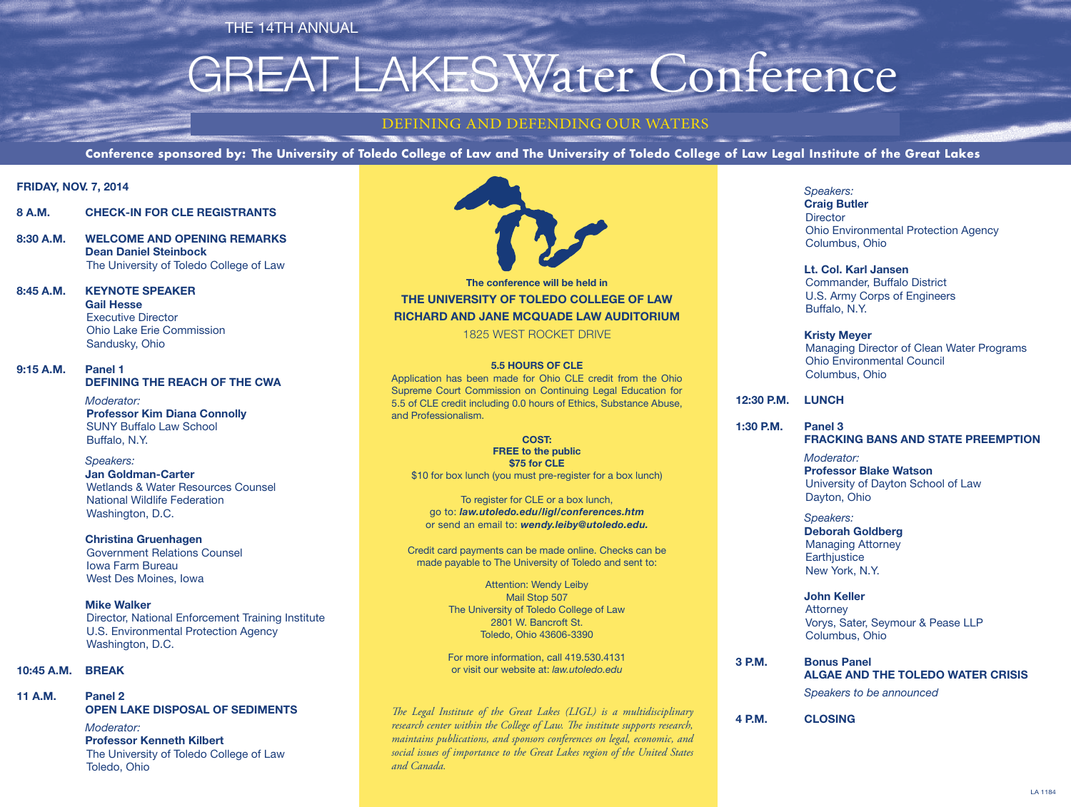THE 14TH ANNUAL

# GREAT LAKES Water Conference

## DEFINING AND DEFENDING OUR WATERS

**Conference sponsored by: The University of Toledo College of Law and The University of Toledo College of Law Legal Institute of the Great Lakes**

**FRIDAY, NOV. 7, 2014**

**8 A.M.** **CHECK-IN FOR CLE REGISTRANTS**

**8:30 A.M.** **WELCOME AND OPENING REMARKS**
**Dean Daniel Steinbock**
The University of Toledo College of Law

**8:45 A.M.** **KEYNOTE SPEAKER**
**Gail Hesse**
Executive Director
Ohio Lake Erie Commission
Sandusky, Ohio

**9:15 A.M.** **Panel 1**
**DEFINING THE REACH OF THE CWA**

*Moderator:*
**Professor Kim Diana Connolly**
SUNY Buffalo Law School
Buffalo, N.Y.

*Speakers:*
**Jan Goldman-Carter**
Wetlands & Water Resources Counsel
National Wildlife Federation
Washington, D.C.

**Christina Gruenhagen**
Government Relations Counsel
Iowa Farm Bureau
West Des Moines, Iowa

**Mike Walker**
Director, National Enforcement Training Institute
U.S. Environmental Protection Agency
Washington, D.C.

**10:45 A.M.** **BREAK**

**11 A.M.** **Panel 2**
**OPEN LAKE DISPOSAL OF SEDIMENTS**

*Moderator:*
**Professor Kenneth Kilbert**
The University of Toledo College of Law
Toledo, Ohio

*Speakers:*
**Craig Butler**
Director
Ohio Environmental Protection Agency
Columbus, Ohio

**Lt. Col. Karl Jansen**
Commander, Buffalo District
U.S. Army Corps of Engineers
Buffalo, N.Y.

**Kristy Meyer**
Managing Director of Clean Water Programs
Ohio Environmental Council
Columbus, Ohio

**12:30 P.M.** **LUNCH**

**1:30 P.M.** **Panel 3**
**FRACKING BANS AND STATE PREEMPTION**

*Moderator:*
**Professor Blake Watson**
University of Dayton School of Law
Dayton, Ohio

*Speakers:*
**Deborah Goldberg**
Managing Attorney
Earthjustice
New York, N.Y.

**John Keller**
Attorney
Vorys, Sater, Seymour & Pease LLP
Columbus, Ohio

**3 P.M.** **Bonus Panel**
**ALGAE AND THE TOLEDO WATER CRISIS**

*Speakers to be announced*

**4 P.M.** **CLOSING**

---

**The conference will be held in**
**THE UNIVERSITY OF TOLEDO COLLEGE OF LAW**
**RICHARD AND JANE MCQUADE LAW AUDITORIUM**
1825 WEST ROCKET DRIVE

**5.5 HOURS OF CLE**
Application has been made for Ohio CLE credit from the Ohio Supreme Court Commission on Continuing Legal Education for 5.5 of CLE credit including 0.0 hours of Ethics, Substance Abuse, and Professionalism.

**COST:**
**FREE to the public**
**$75 for CLE**
$10 for box lunch (you must pre-register for a box lunch)

To register for CLE or a box lunch,
go to: ***law.utoledo.edu/ligl/conferences.htm***
or send an email to: ***wendy.leiby@utoledo.edu.***

Credit card payments can be made online. Checks can be made payable to The University of Toledo and sent to:

Attention: Wendy Leiby
Mail Stop 507
The University of Toledo College of Law
2801 W. Bancroft St.
Toledo, Ohio 43606-3390

For more information, call 419.530.4131
or visit our website at: *law.utoledo.edu*

*The Legal Institute of the Great Lakes (LIGL) is a multidisciplinary research center within the College of Law. The institute supports research, maintains publications, and sponsors conferences on legal, economic, and social issues of importance to the Great Lakes region of the United States and Canada.*

LA 1184